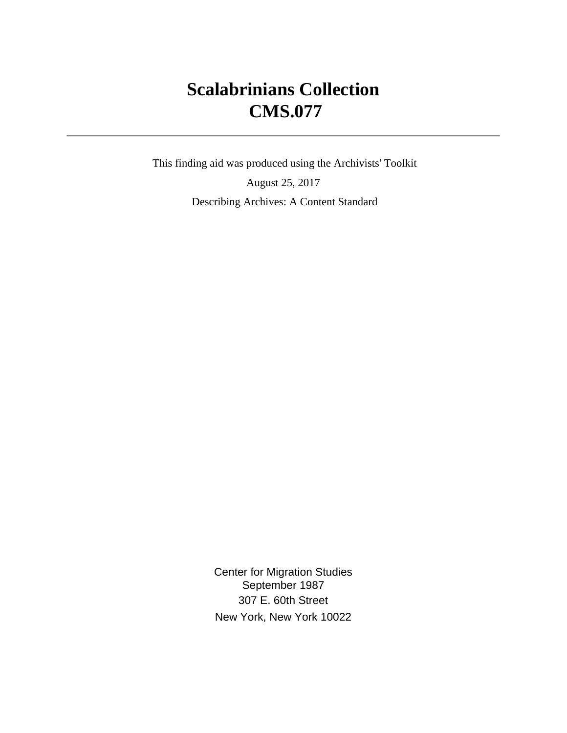# Scalabrinians Collection
# CMS.077

---

This finding aid was produced using the Archivists' Toolkit

August 25, 2017

Describing Archives: A Content Standard

Center for Migration Studies
September 1987
307 E. 60th Street
New York, New York 10022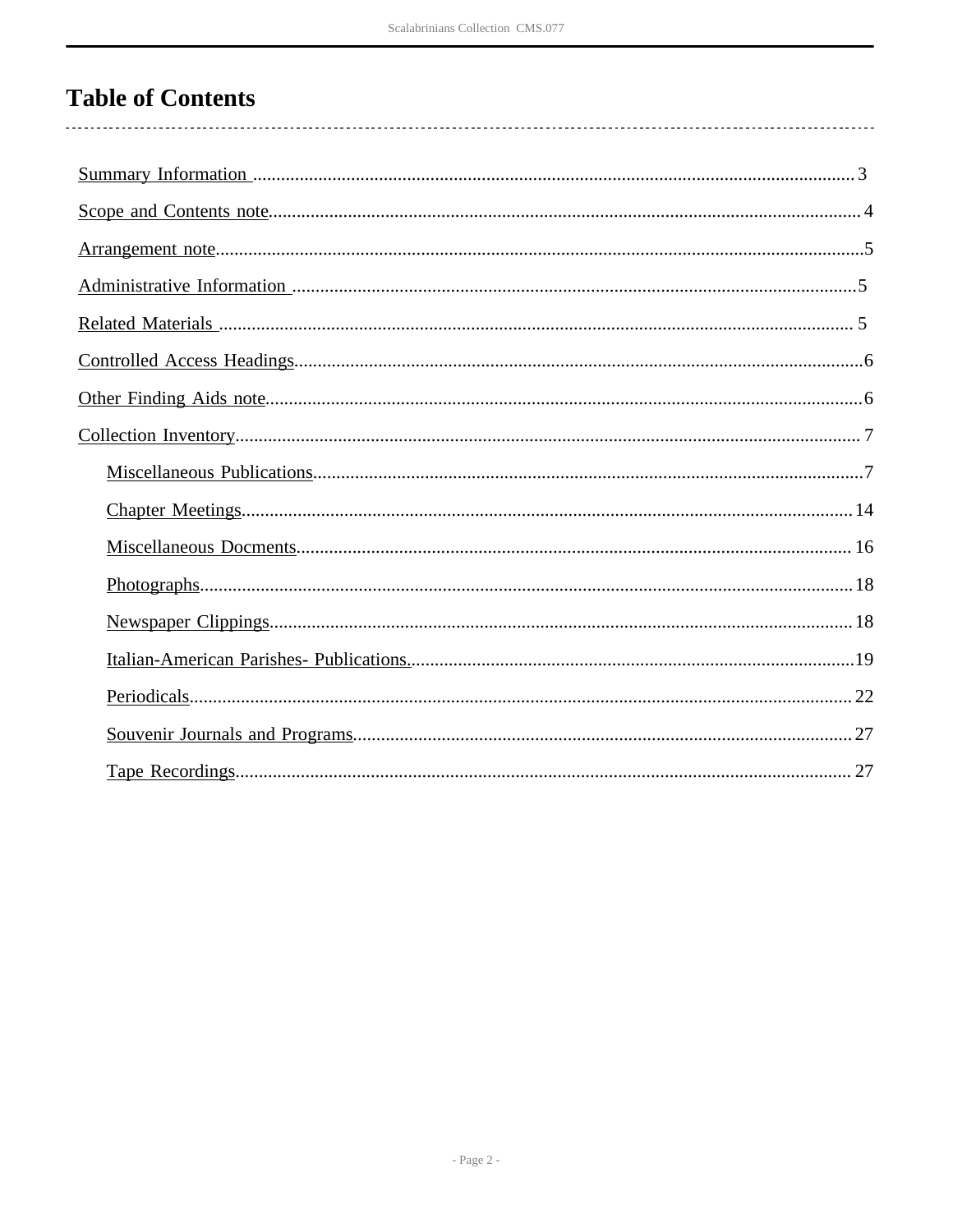# Table of Contents

- Summary Information .......... 3
- Scope and Contents note .......... 4
- Arrangement note .......... 5
- Administrative Information .......... 5
- Related Materials .......... 5
- Controlled Access Headings .......... 6
- Other Finding Aids note .......... 6
- Collection Inventory .......... 7
  - Miscellaneous Publications .......... 7
  - Chapter Meetings .......... 14
  - Miscellaneous Docments .......... 16
  - Photographs .......... 18
  - Newspaper Clippings .......... 18
  - Italian-American Parishes- Publications .......... 19
  - Periodicals .......... 22
  - Souvenir Journals and Programs .......... 27
  - Tape Recordings .......... 27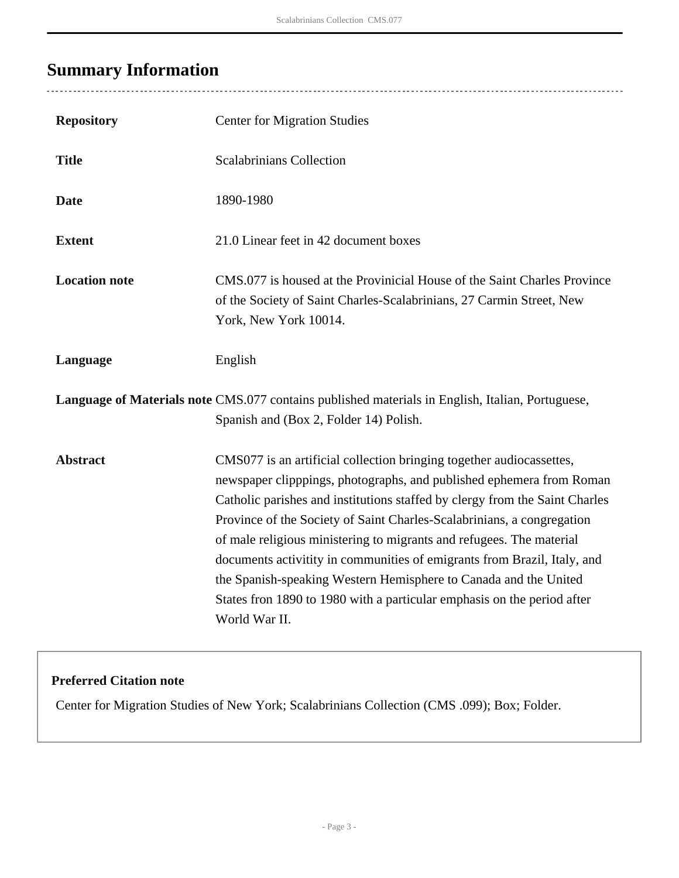## Summary Information

| | |
|---|---|
| **Repository** | Center for Migration Studies |
| **Title** | Scalabrinians Collection |
| **Date** | 1890-1980 |
| **Extent** | 21.0 Linear feet in 42 document boxes |
| **Location note** | CMS.077 is housed at the Provinicial House of the Saint Charles Province of the Society of Saint Charles-Scalabrinians, 27 Carmin Street, New York, New York 10014. |
| **Language** | English |
| **Language of Materials note** | CMS.077 contains published materials in English, Italian, Portuguese, Spanish and (Box 2, Folder 14) Polish. |
| **Abstract** | CMS077 is an artificial collection bringing together audiocassettes, newspaper clipppings, photographs, and published ephemera from Roman Catholic parishes and institutions staffed by clergy from the Saint Charles Province of the Society of Saint Charles-Scalabrinians, a congregation of male religious ministering to migrants and refugees. The material documents activitity in communities of emigrants from Brazil, Italy, and the Spanish-speaking Western Hemisphere to Canada and the United States fron 1890 to 1980 with a particular emphasis on the period after World War II. |

**Preferred Citation note**

Center for Migration Studies of New York; Scalabrinians Collection (CMS .099); Box; Folder.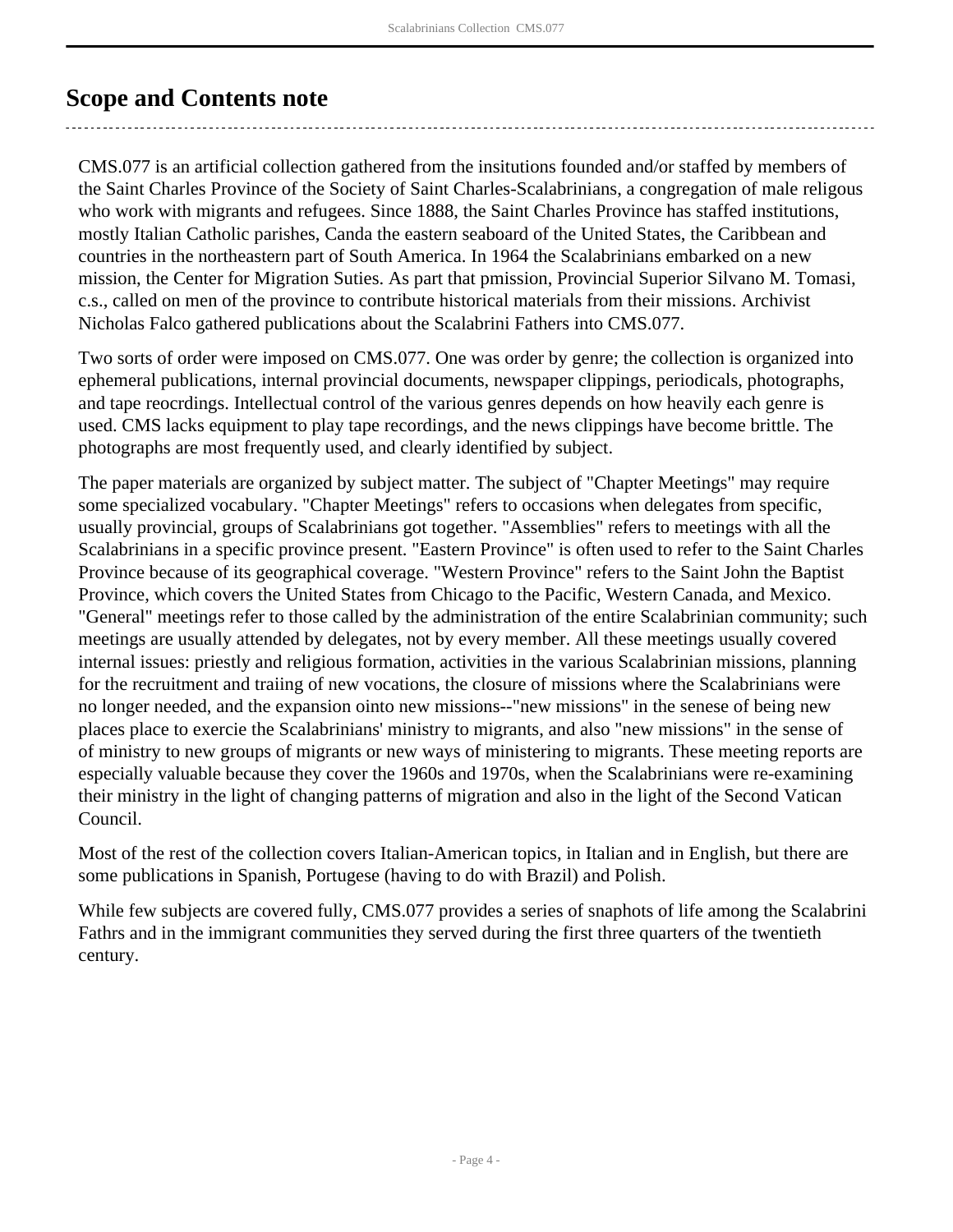## Scope and Contents note

CMS.077 is an artificial collection gathered from the insitutions founded and/or staffed by members of the Saint Charles Province of the Society of Saint Charles-Scalabrinians, a congregation of male religous who work with migrants and refugees. Since 1888, the Saint Charles Province has staffed institutions, mostly Italian Catholic parishes, Canda the eastern seaboard of the United States, the Caribbean and countries in the northeastern part of South America. In 1964 the Scalabrinians embarked on a new mission, the Center for Migration Suties. As part that pmission, Provincial Superior Silvano M. Tomasi, c.s., called on men of the province to contribute historical materials from their missions. Archivist Nicholas Falco gathered publications about the Scalabrini Fathers into CMS.077.

Two sorts of order were imposed on CMS.077. One was order by genre; the collection is organized into ephemeral publications, internal provincial documents, newspaper clippings, periodicals, photographs, and tape reocrdings. Intellectual control of the various genres depends on how heavily each genre is used. CMS lacks equipment to play tape recordings, and the news clippings have become brittle. The photographs are most frequently used, and clearly identified by subject.

The paper materials are organized by subject matter. The subject of "Chapter Meetings" may require some specialized vocabulary. "Chapter Meetings" refers to occasions when delegates from specific, usually provincial, groups of Scalabrinians got together. "Assemblies" refers to meetings with all the Scalabrinians in a specific province present. "Eastern Province" is often used to refer to the Saint Charles Province because of its geographical coverage. "Western Province" refers to the Saint John the Baptist Province, which covers the United States from Chicago to the Pacific, Western Canada, and Mexico. "General" meetings refer to those called by the administration of the entire Scalabrinian community; such meetings are usually attended by delegates, not by every member. All these meetings usually covered internal issues: priestly and religious formation, activities in the various Scalabrinian missions, planning for the recruitment and traiing of new vocations, the closure of missions where the Scalabrinians were no longer needed, and the expansion ointo new missions--"new missions" in the senese of being new places place to exercie the Scalabrinians' ministry to migrants, and also "new missions" in the sense of of ministry to new groups of migrants or new ways of ministering to migrants. These meeting reports are especially valuable because they cover the 1960s and 1970s, when the Scalabrinians were re-examining their ministry in the light of changing patterns of migration and also in the light of the Second Vatican Council.

Most of the rest of the collection covers Italian-American topics, in Italian and in English, but there are some publications in Spanish, Portugese (having to do with Brazil) and Polish.

While few subjects are covered fully, CMS.077 provides a series of snaphots of life among the Scalabrini Fathrs and in the immigrant communities they served during the first three quarters of the twentieth century.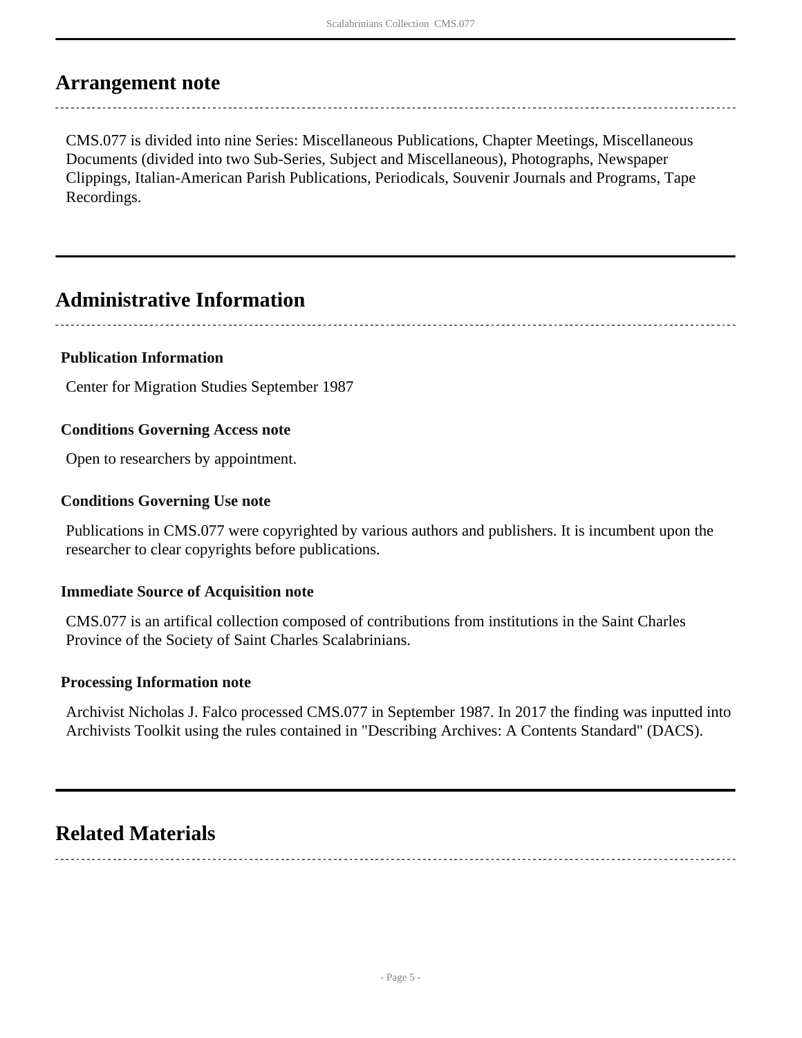## Arrangement note

CMS.077 is divided into nine Series: Miscellaneous Publications, Chapter Meetings, Miscellaneous Documents (divided into two Sub-Series, Subject and Miscellaneous), Photographs, Newspaper Clippings, Italian-American Parish Publications, Periodicals, Souvenir Journals and Programs, Tape Recordings.

## Administrative Information

### Publication Information

Center for Migration Studies September 1987

### Conditions Governing Access note

Open to researchers by appointment.

### Conditions Governing Use note

Publications in CMS.077 were copyrighted by various authors and publishers. It is incumbent upon the researcher to clear copyrights before publications.

### Immediate Source of Acquisition note

CMS.077 is an artifical collection composed of contributions from institutions in the Saint Charles Province of the Society of Saint Charles Scalabrinians.

### Processing Information note

Archivist Nicholas J. Falco processed CMS.077 in September 1987. In 2017 the finding was inputted into Archivists Toolkit using the rules contained in "Describing Archives: A Contents Standard" (DACS).

## Related Materials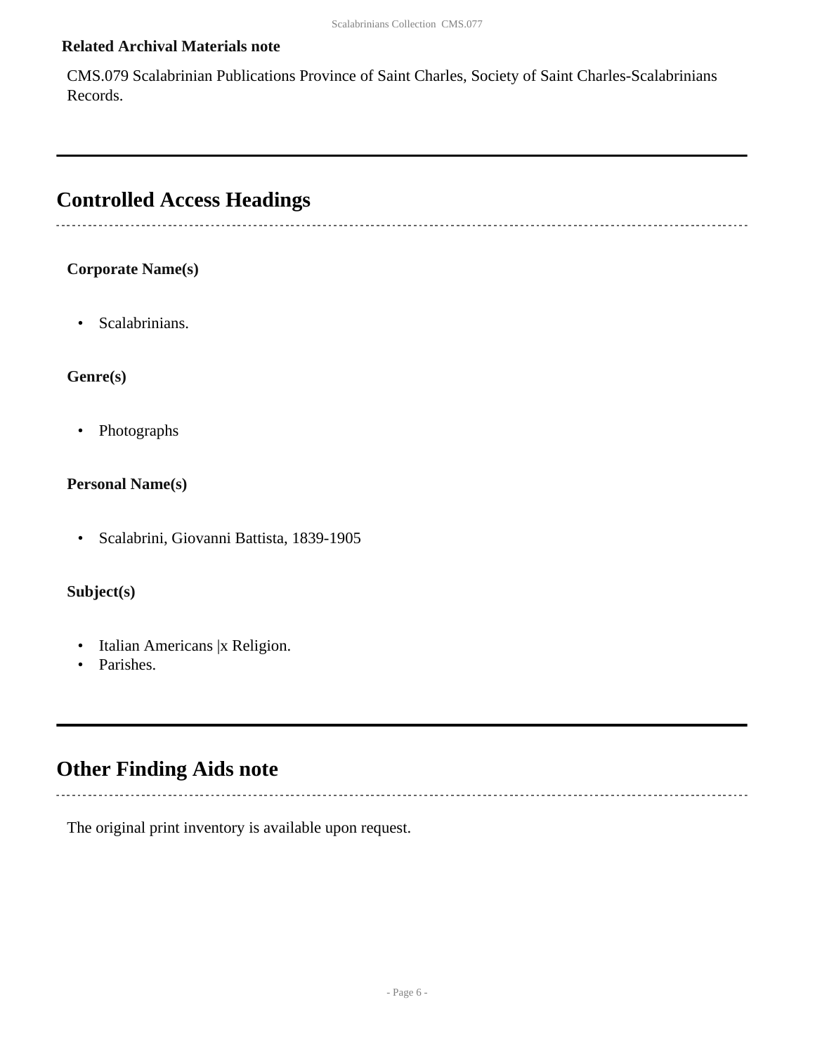### Related Archival Materials note

CMS.079 Scalabrinian Publications Province of Saint Charles, Society of Saint Charles-Scalabrinians Records.

## Controlled Access Headings

### Corporate Name(s)

- Scalabrinians.

### Genre(s)

- Photographs

### Personal Name(s)

- Scalabrini, Giovanni Battista, 1839-1905

### Subject(s)

- Italian Americans |x Religion.
- Parishes.

## Other Finding Aids note

The original print inventory is available upon request.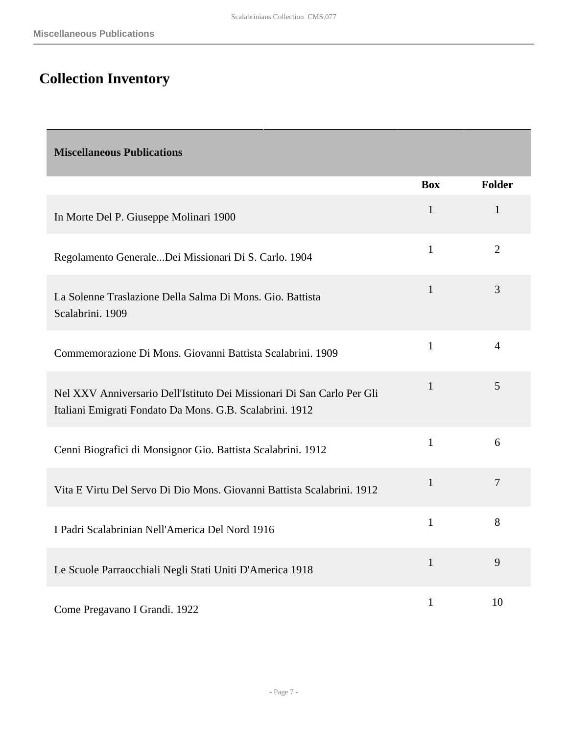# Collection Inventory

| Miscellaneous Publications | | |
|---|---|---|
| | **Box** | **Folder** |
| In Morte Del P. Giuseppe Molinari 1900 | 1 | 1 |
| Regolamento Generale...Dei Missionari Di S. Carlo. 1904 | 1 | 2 |
| La Solenne Traslazione Della Salma Di Mons. Gio. Battista Scalabrini. 1909 | 1 | 3 |
| Commemorazione Di Mons. Giovanni Battista Scalabrini. 1909 | 1 | 4 |
| Nel XXV Anniversario Dell'Istituto Dei Missionari Di San Carlo Per Gli Italiani Emigrati Fondato Da Mons. G.B. Scalabrini. 1912 | 1 | 5 |
| Cenni Biografici di Monsignor Gio. Battista Scalabrini. 1912 | 1 | 6 |
| Vita E Virtu Del Servo Di Dio Mons. Giovanni Battista Scalabrini. 1912 | 1 | 7 |
| I Padri Scalabrinian Nell'America Del Nord 1916 | 1 | 8 |
| Le Scuole Parraocchiali Negli Stati Uniti D'America 1918 | 1 | 9 |
| Come Pregavano I Grandi. 1922 | 1 | 10 |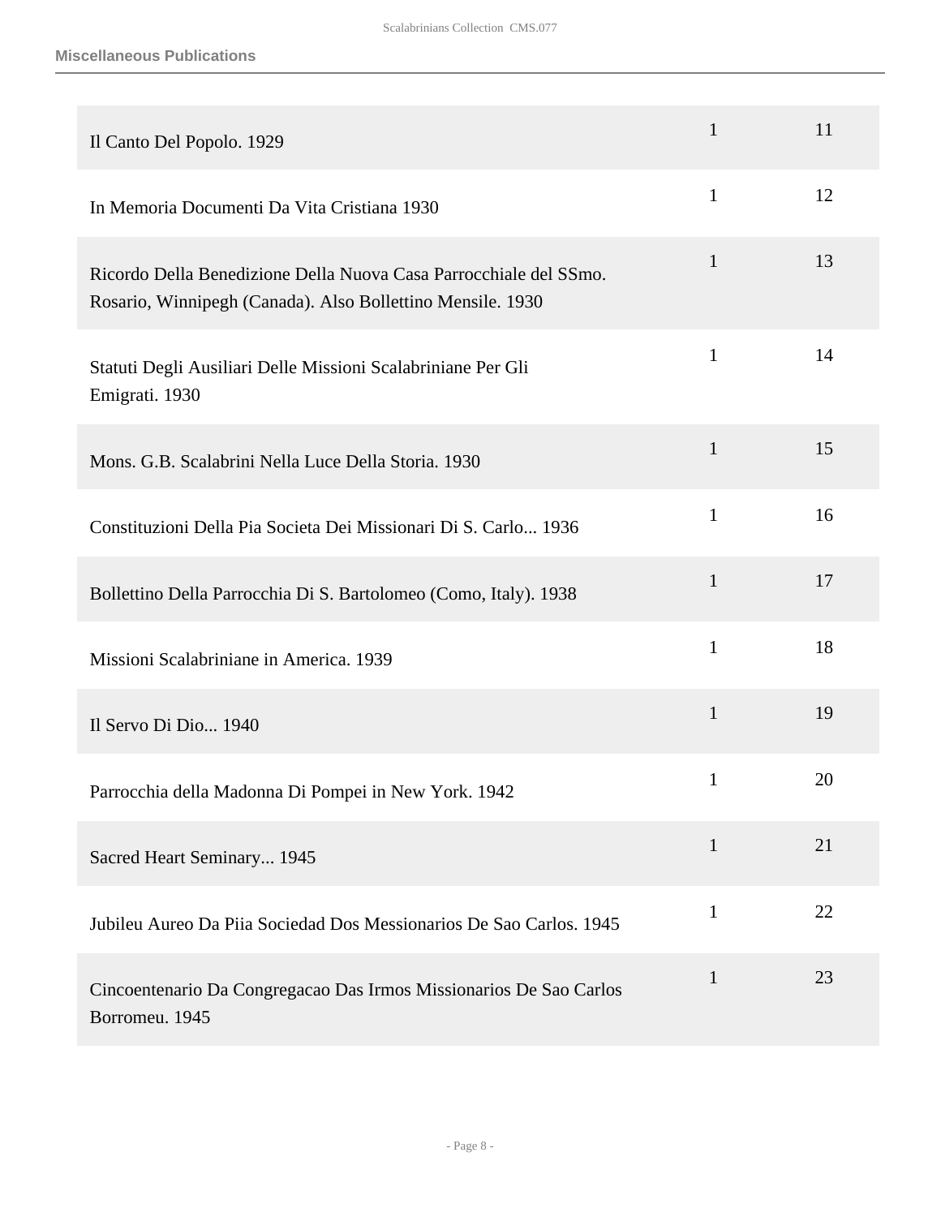| | | |
|---|---|---|
| Il Canto Del Popolo. 1929 | 1 | 11 |
| In Memoria Documenti Da Vita Cristiana 1930 | 1 | 12 |
| Ricordo Della Benedizione Della Nuova Casa Parrocchiale del SSmo. Rosario, Winnipegh (Canada). Also Bollettino Mensile. 1930 | 1 | 13 |
| Statuti Degli Ausiliari Delle Missioni Scalabriniane Per Gli Emigrati. 1930 | 1 | 14 |
| Mons. G.B. Scalabrini Nella Luce Della Storia. 1930 | 1 | 15 |
| Constituzioni Della Pia Societa Dei Missionari Di S. Carlo... 1936 | 1 | 16 |
| Bollettino Della Parrocchia Di S. Bartolomeo (Como, Italy). 1938 | 1 | 17 |
| Missioni Scalabriniane in America. 1939 | 1 | 18 |
| Il Servo Di Dio... 1940 | 1 | 19 |
| Parrocchia della Madonna Di Pompei in New York. 1942 | 1 | 20 |
| Sacred Heart Seminary... 1945 | 1 | 21 |
| Jubileu Aureo Da Piia Sociedad Dos Messionarios De Sao Carlos. 1945 | 1 | 22 |
| Cincoentenario Da Congregacao Das Irmos Missionarios De Sao Carlos Borromeu. 1945 | 1 | 23 |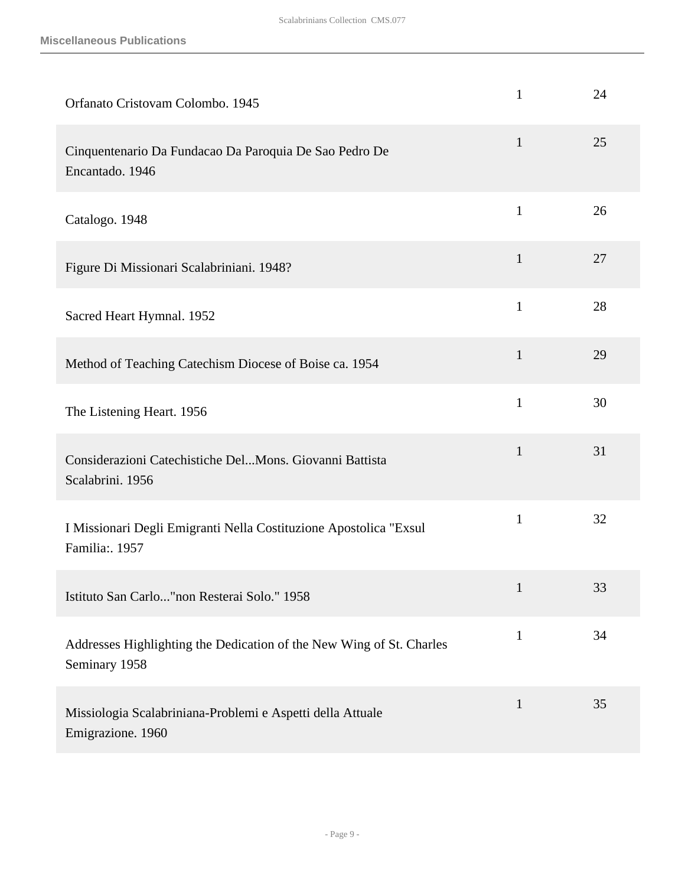| | | |
|---|---|---|
| Orfanato Cristovam Colombo. 1945 | 1 | 24 |
| Cinquentenario Da Fundacao Da Paroquia De Sao Pedro De Encantado. 1946 | 1 | 25 |
| Catalogo. 1948 | 1 | 26 |
| Figure Di Missionari Scalabriniani. 1948? | 1 | 27 |
| Sacred Heart Hymnal. 1952 | 1 | 28 |
| Method of Teaching Catechism Diocese of Boise ca. 1954 | 1 | 29 |
| The Listening Heart. 1956 | 1 | 30 |
| Considerazioni Catechistiche Del...Mons. Giovanni Battista Scalabrini. 1956 | 1 | 31 |
| I Missionari Degli Emigranti Nella Costituzione Apostolica "Exsul Familia:. 1957 | 1 | 32 |
| Istituto San Carlo..."non Resterai Solo." 1958 | 1 | 33 |
| Addresses Highlighting the Dedication of the New Wing of St. Charles Seminary 1958 | 1 | 34 |
| Missiologia Scalabriniana-Problemi e Aspetti della Attuale Emigrazione. 1960 | 1 | 35 |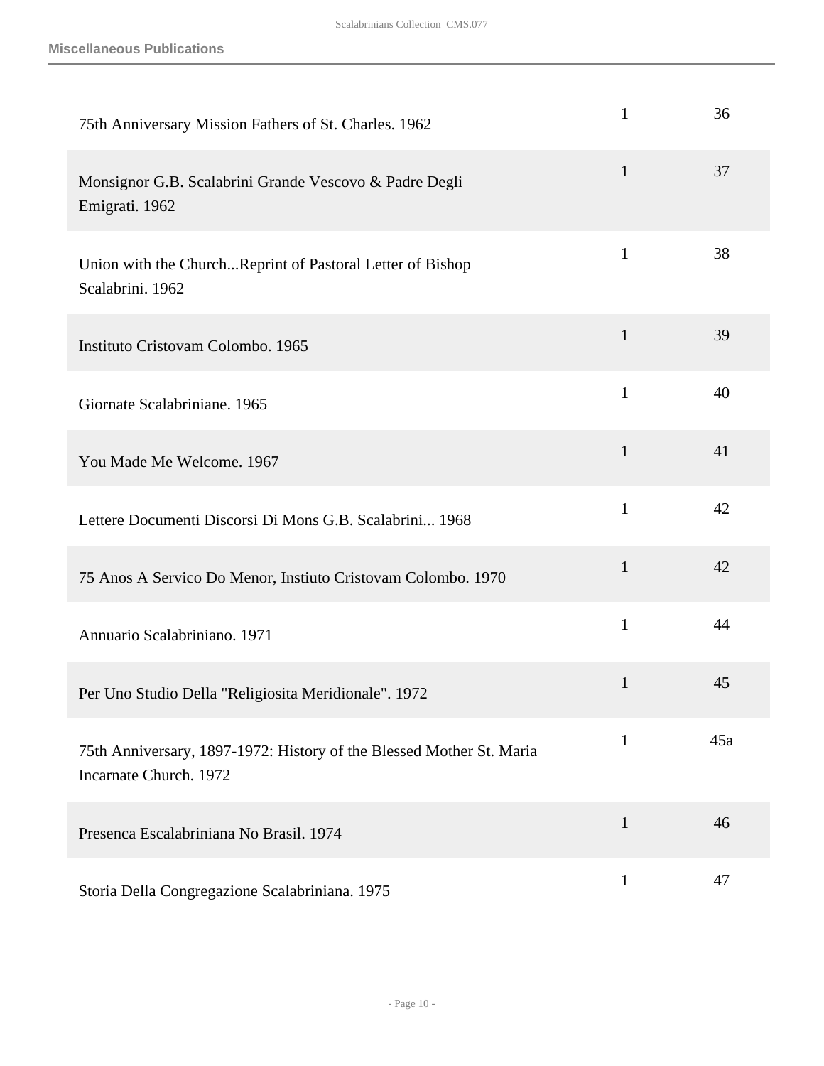| | | |
|---|---|---|
| 75th Anniversary Mission Fathers of St. Charles. 1962 | 1 | 36 |
| Monsignor G.B. Scalabrini Grande Vescovo & Padre Degli Emigrati. 1962 | 1 | 37 |
| Union with the Church...Reprint of Pastoral Letter of Bishop Scalabrini. 1962 | 1 | 38 |
| Instituto Cristovam Colombo. 1965 | 1 | 39 |
| Giornate Scalabriniane. 1965 | 1 | 40 |
| You Made Me Welcome. 1967 | 1 | 41 |
| Lettere Documenti Discorsi Di Mons G.B. Scalabrini... 1968 | 1 | 42 |
| 75 Anos A Servico Do Menor, Instiuto Cristovam Colombo. 1970 | 1 | 42 |
| Annuario Scalabriniano. 1971 | 1 | 44 |
| Per Uno Studio Della "Religiosita Meridionale". 1972 | 1 | 45 |
| 75th Anniversary, 1897-1972: History of the Blessed Mother St. Maria Incarnate Church. 1972 | 1 | 45a |
| Presenca Escalabriniana No Brasil. 1974 | 1 | 46 |
| Storia Della Congregazione Scalabriniana. 1975 | 1 | 47 |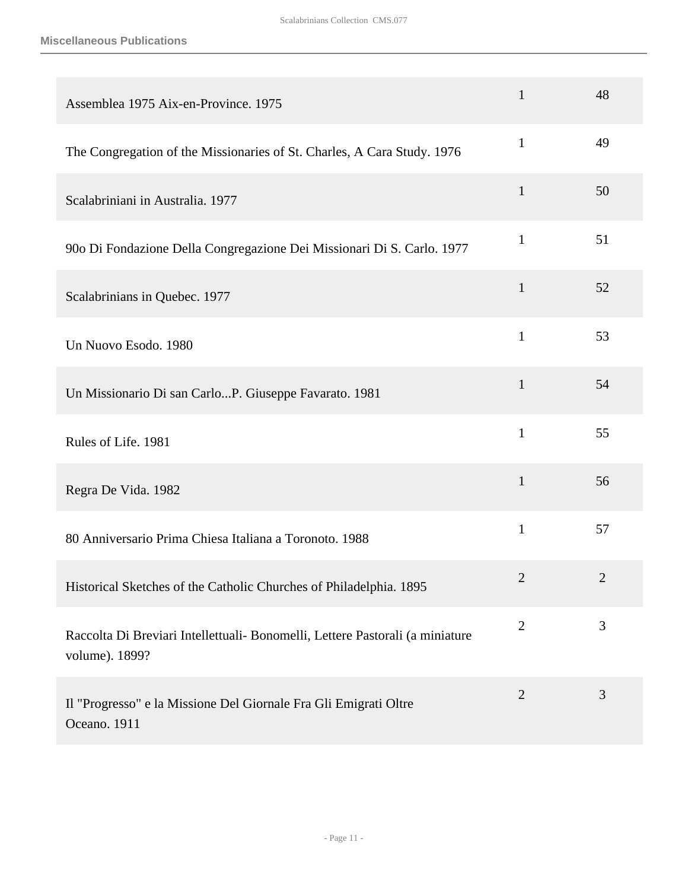## Miscellaneous Publications

| | | |
|---|---|---|
| Assemblea 1975 Aix-en-Province. 1975 | 1 | 48 |
| The Congregation of the Missionaries of St. Charles, A Cara Study. 1976 | 1 | 49 |
| Scalabriniani in Australia. 1977 | 1 | 50 |
| 90o Di Fondazione Della Congregazione Dei Missionari Di S. Carlo. 1977 | 1 | 51 |
| Scalabrinians in Quebec. 1977 | 1 | 52 |
| Un Nuovo Esodo. 1980 | 1 | 53 |
| Un Missionario Di san Carlo...P. Giuseppe Favarato. 1981 | 1 | 54 |
| Rules of Life. 1981 | 1 | 55 |
| Regra De Vida. 1982 | 1 | 56 |
| 80 Anniversario Prima Chiesa Italiana a Toronoto. 1988 | 1 | 57 |
| Historical Sketches of the Catholic Churches of Philadelphia. 1895 | 2 | 2 |
| Raccolta Di Breviari Intellettuali- Bonomelli, Lettere Pastorali (a miniature volume). 1899? | 2 | 3 |
| Il "Progresso" e la Missione Del Giornale Fra Gli Emigrati Oltre Oceano. 1911 | 2 | 3 |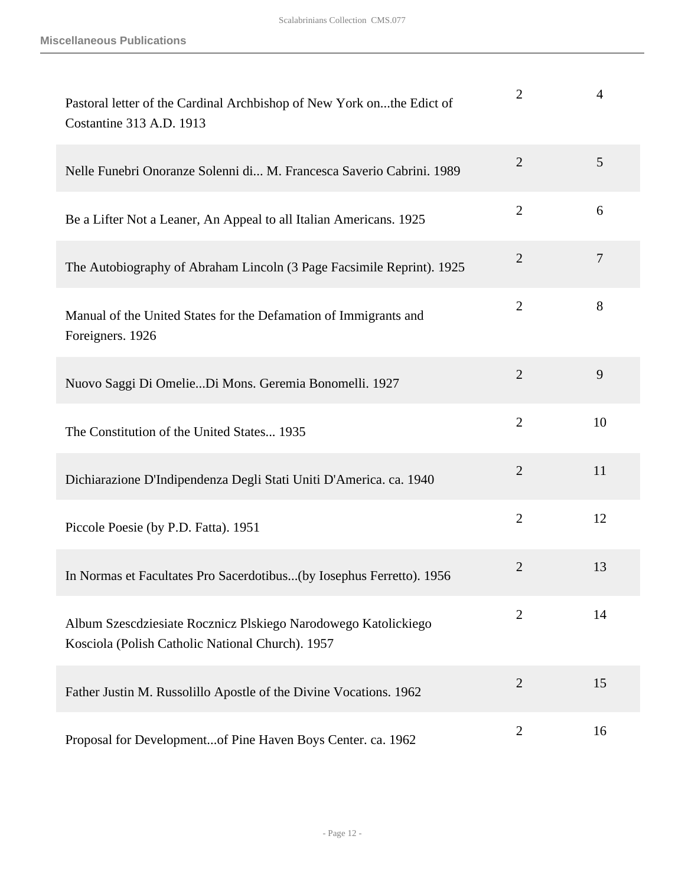**Miscellaneous Publications**

| | | |
|---|---|---|
| Pastoral letter of the Cardinal Archbishop of New York on...the Edict of Costantine 313 A.D. 1913 | 2 | 4 |
| Nelle Funebri Onoranze Solenni di... M. Francesca Saverio Cabrini. 1989 | 2 | 5 |
| Be a Lifter Not a Leaner, An Appeal to all Italian Americans. 1925 | 2 | 6 |
| The Autobiography of Abraham Lincoln (3 Page Facsimile Reprint). 1925 | 2 | 7 |
| Manual of the United States for the Defamation of Immigrants and Foreigners. 1926 | 2 | 8 |
| Nuovo Saggi Di Omelie...Di Mons. Geremia Bonomelli. 1927 | 2 | 9 |
| The Constitution of the United States... 1935 | 2 | 10 |
| Dichiarazione D'Indipendenza Degli Stati Uniti D'America. ca. 1940 | 2 | 11 |
| Piccole Poesie (by P.D. Fatta). 1951 | 2 | 12 |
| In Normas et Facultates Pro Sacerdotibus...(by Iosephus Ferretto). 1956 | 2 | 13 |
| Album Szescdziesiate Rocznicz Plskiego Narodowego Katolickiego Kosciola (Polish Catholic National Church). 1957 | 2 | 14 |
| Father Justin M. Russolillo Apostle of the Divine Vocations. 1962 | 2 | 15 |
| Proposal for Development...of Pine Haven Boys Center. ca. 1962 | 2 | 16 |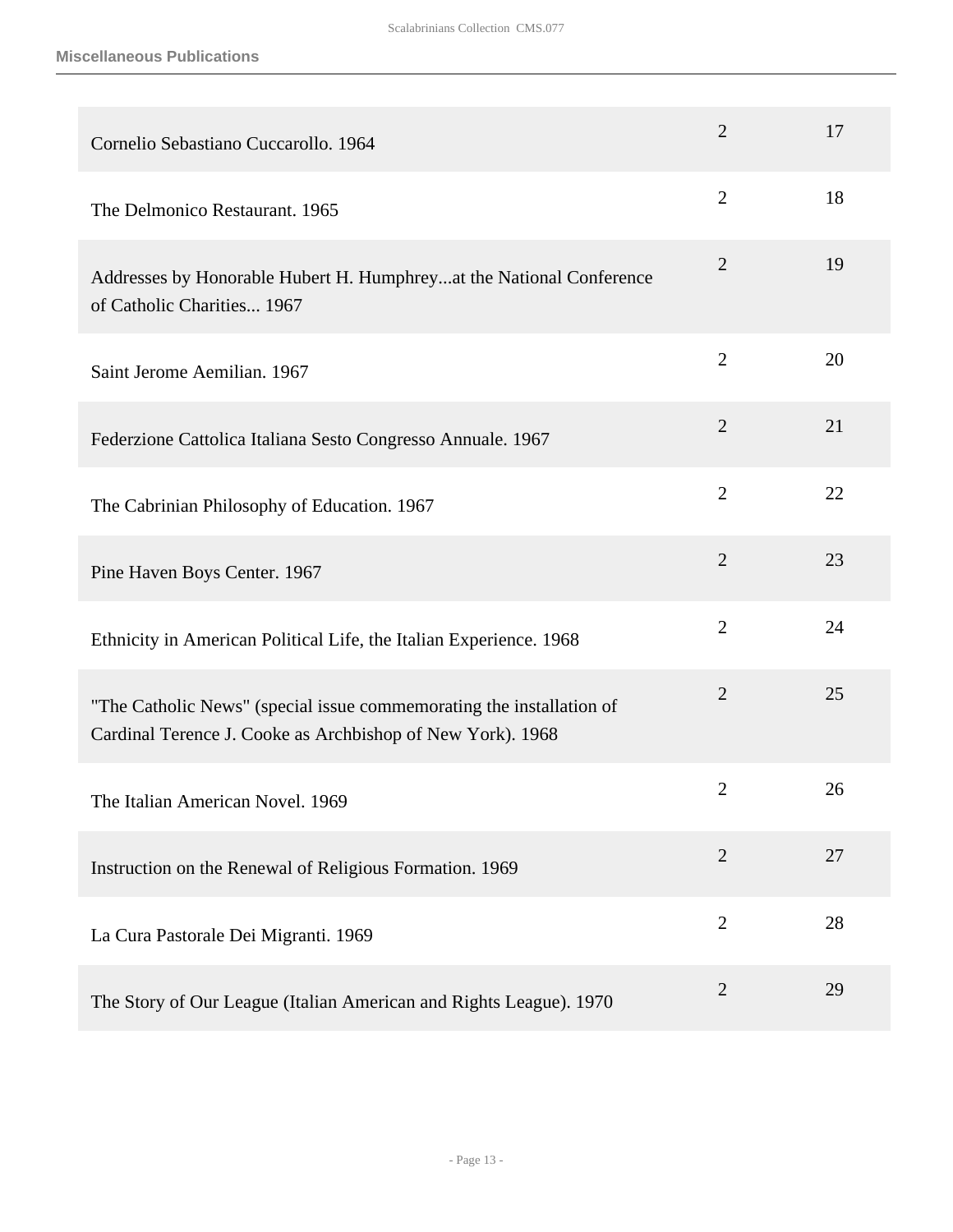## Miscellaneous Publications

| | | |
|---|---|---|
| Cornelio Sebastiano Cuccarollo. 1964 | 2 | 17 |
| The Delmonico Restaurant. 1965 | 2 | 18 |
| Addresses by Honorable Hubert H. Humphrey...at the National Conference of Catholic Charities... 1967 | 2 | 19 |
| Saint Jerome Aemilian. 1967 | 2 | 20 |
| Federzione Cattolica Italiana Sesto Congresso Annuale. 1967 | 2 | 21 |
| The Cabrinian Philosophy of Education. 1967 | 2 | 22 |
| Pine Haven Boys Center. 1967 | 2 | 23 |
| Ethnicity in American Political Life, the Italian Experience. 1968 | 2 | 24 |
| "The Catholic News" (special issue commemorating the installation of Cardinal Terence J. Cooke as Archbishop of New York). 1968 | 2 | 25 |
| The Italian American Novel. 1969 | 2 | 26 |
| Instruction on the Renewal of Religious Formation. 1969 | 2 | 27 |
| La Cura Pastorale Dei Migranti. 1969 | 2 | 28 |
| The Story of Our League (Italian American and Rights League). 1970 | 2 | 29 |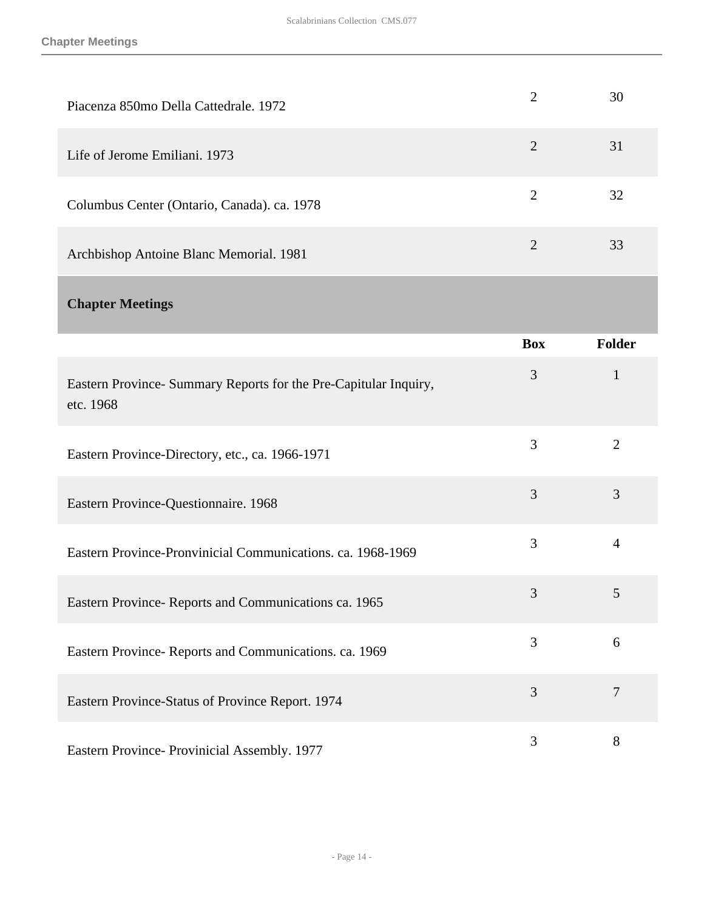| | Box | Folder |
|---|---|---|
| Piacenza 850mo Della Cattedrale. 1972 | 2 | 30 |
| Life of Jerome Emiliani. 1973 | 2 | 31 |
| Columbus Center (Ontario, Canada). ca. 1978 | 2 | 32 |
| Archbishop Antoine Blanc Memorial. 1981 | 2 | 33 |

## Chapter Meetings

| | Box | Folder |
|---|---|---|
| Eastern Province- Summary Reports for the Pre-Capitular Inquiry, etc. 1968 | 3 | 1 |
| Eastern Province-Directory, etc., ca. 1966-1971 | 3 | 2 |
| Eastern Province-Questionnaire. 1968 | 3 | 3 |
| Eastern Province-Pronvinicial Communications. ca. 1968-1969 | 3 | 4 |
| Eastern Province- Reports and Communications ca. 1965 | 3 | 5 |
| Eastern Province- Reports and Communications. ca. 1969 | 3 | 6 |
| Eastern Province-Status of Province Report. 1974 | 3 | 7 |
| Eastern Province- Provinicial Assembly. 1977 | 3 | 8 |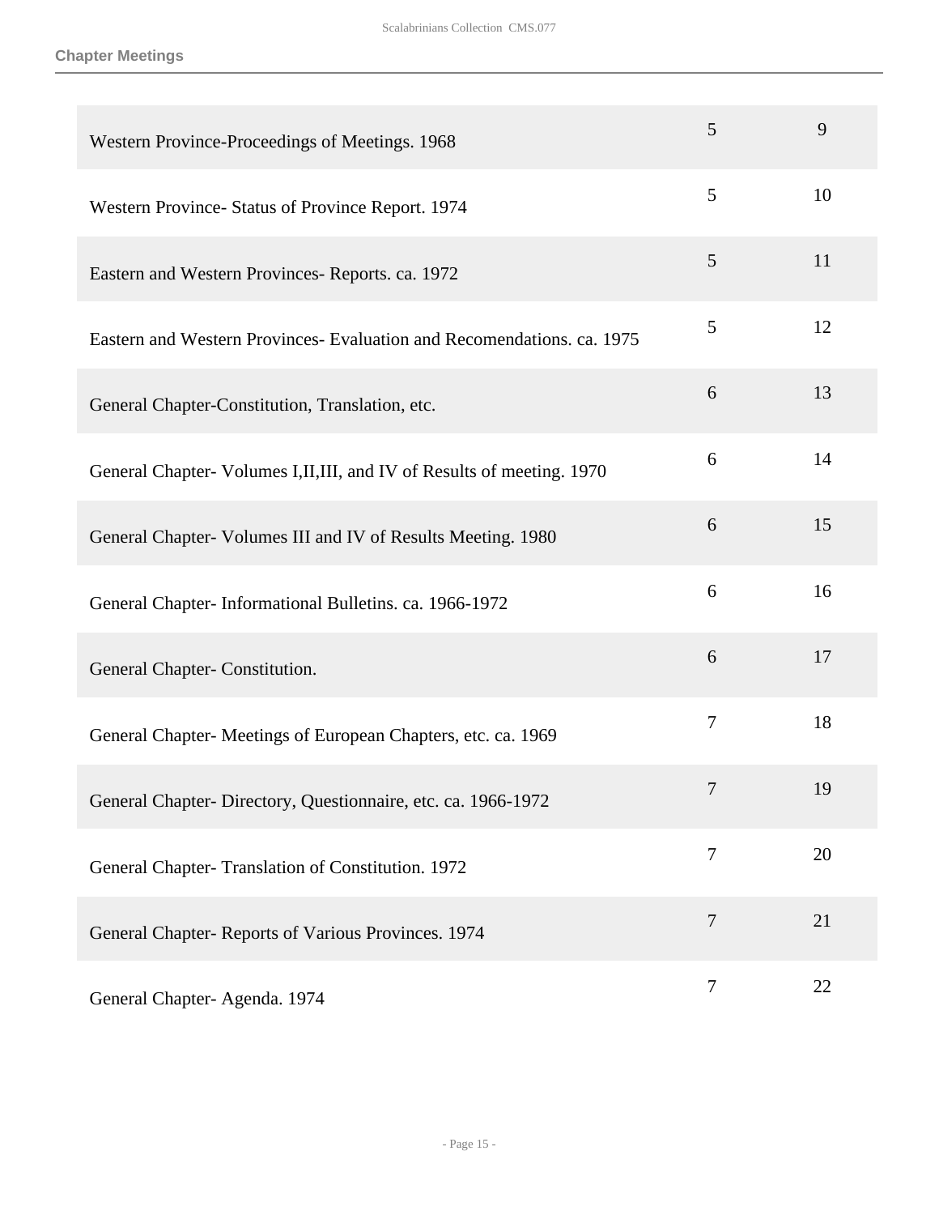| | | |
|---|---|---|
| Western Province-Proceedings of Meetings. 1968 | 5 | 9 |
| Western Province- Status of Province Report. 1974 | 5 | 10 |
| Eastern and Western Provinces- Reports. ca. 1972 | 5 | 11 |
| Eastern and Western Provinces- Evaluation and Recomendations. ca. 1975 | 5 | 12 |
| General Chapter-Constitution, Translation, etc. | 6 | 13 |
| General Chapter- Volumes I,II,III, and IV of Results of meeting. 1970 | 6 | 14 |
| General Chapter- Volumes III and IV of Results Meeting. 1980 | 6 | 15 |
| General Chapter- Informational Bulletins. ca. 1966-1972 | 6 | 16 |
| General Chapter- Constitution. | 6 | 17 |
| General Chapter- Meetings of European Chapters, etc. ca. 1969 | 7 | 18 |
| General Chapter- Directory, Questionnaire, etc. ca. 1966-1972 | 7 | 19 |
| General Chapter- Translation of Constitution. 1972 | 7 | 20 |
| General Chapter- Reports of Various Provinces. 1974 | 7 | 21 |
| General Chapter- Agenda. 1974 | 7 | 22 |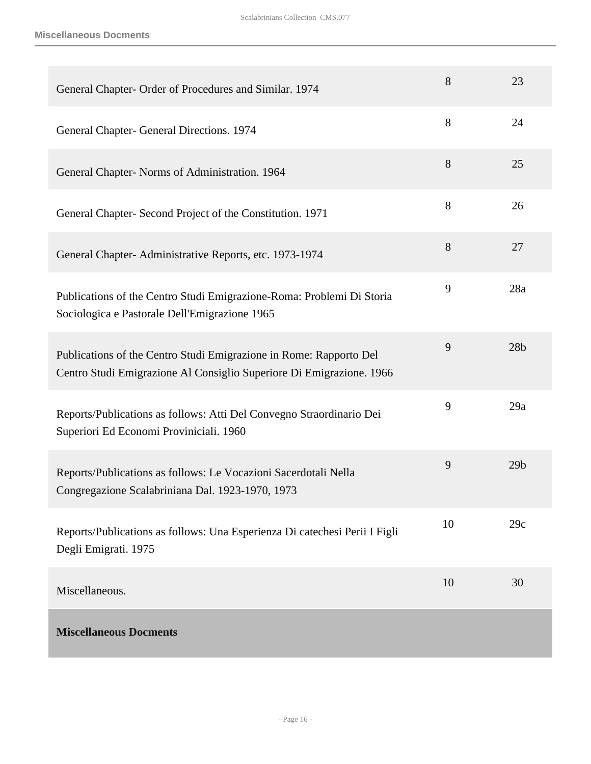| | | |
|---|---|---|
| General Chapter- Order of Procedures and Similar. 1974 | 8 | 23 |
| General Chapter- General Directions. 1974 | 8 | 24 |
| General Chapter- Norms of Administration. 1964 | 8 | 25 |
| General Chapter- Second Project of the Constitution. 1971 | 8 | 26 |
| General Chapter- Administrative Reports, etc. 1973-1974 | 8 | 27 |
| Publications of the Centro Studi Emigrazione-Roma: Problemi Di Storia Sociologica e Pastorale Dell'Emigrazione 1965 | 9 | 28a |
| Publications of the Centro Studi Emigrazione in Rome: Rapporto Del Centro Studi Emigrazione Al Consiglio Superiore Di Emigrazione. 1966 | 9 | 28b |
| Reports/Publications as follows: Atti Del Convegno Straordinario Dei Superiori Ed Economi Proviniciali. 1960 | 9 | 29a |
| Reports/Publications as follows: Le Vocazioni Sacerdotali Nella Congregazione Scalabriniana Dal. 1923-1970, 1973 | 9 | 29b |
| Reports/Publications as follows: Una Esperienza Di catechesi Perii I Figli Degli Emigrati. 1975 | 10 | 29c |
| Miscellaneous. | 10 | 30 |
| **Miscellaneous Docments** | | |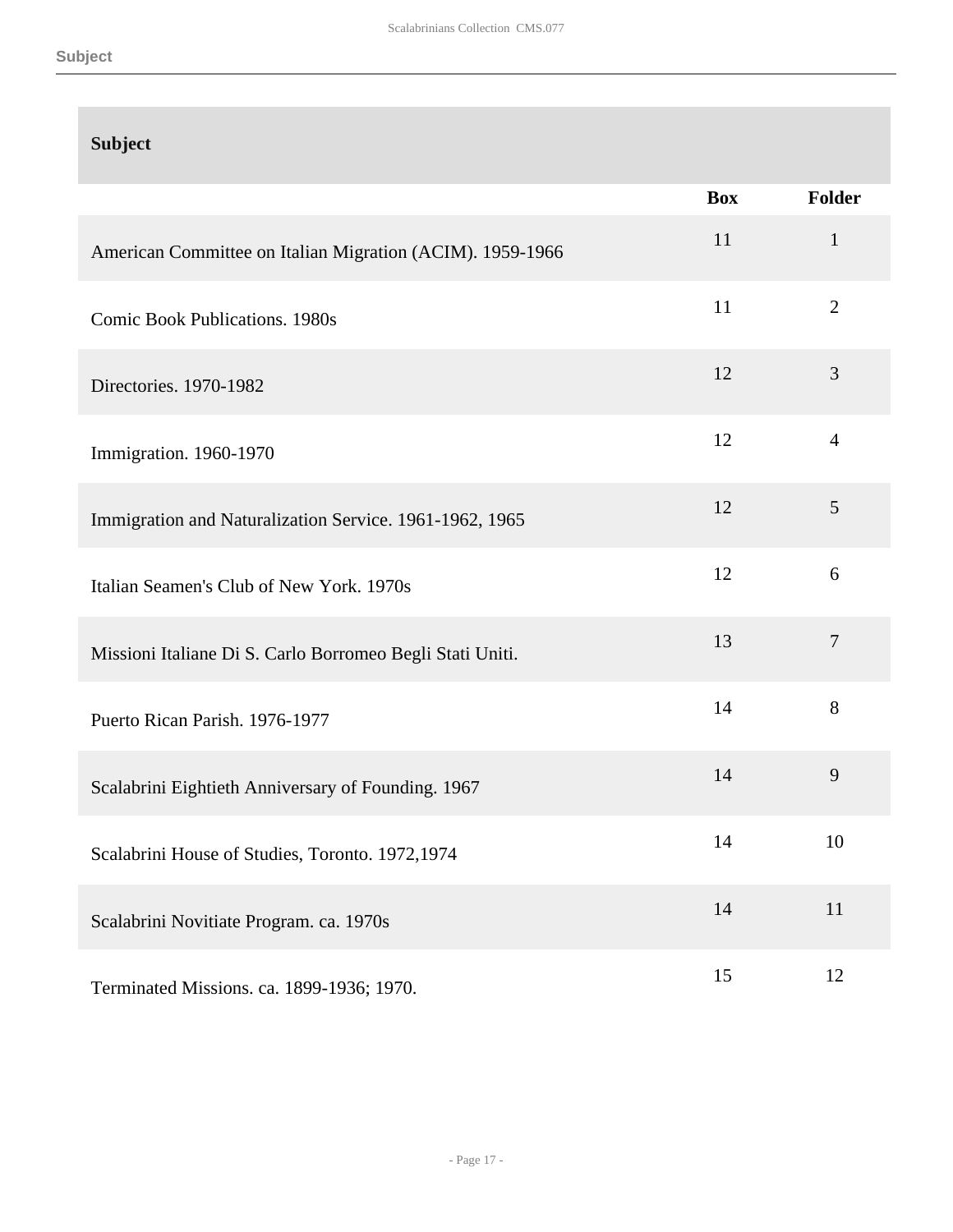## Subject

| Subject | Box | Folder |
| --- | --- | --- |
| American Committee on Italian Migration (ACIM). 1959-1966 | 11 | 1 |
| Comic Book Publications. 1980s | 11 | 2 |
| Directories. 1970-1982 | 12 | 3 |
| Immigration. 1960-1970 | 12 | 4 |
| Immigration and Naturalization Service. 1961-1962, 1965 | 12 | 5 |
| Italian Seamen's Club of New York. 1970s | 12 | 6 |
| Missioni Italiane Di S. Carlo Borromeo Begli Stati Uniti. | 13 | 7 |
| Puerto Rican Parish. 1976-1977 | 14 | 8 |
| Scalabrini Eightieth Anniversary of Founding. 1967 | 14 | 9 |
| Scalabrini House of Studies, Toronto. 1972,1974 | 14 | 10 |
| Scalabrini Novitiate Program. ca. 1970s | 14 | 11 |
| Terminated Missions. ca. 1899-1936; 1970. | 15 | 12 |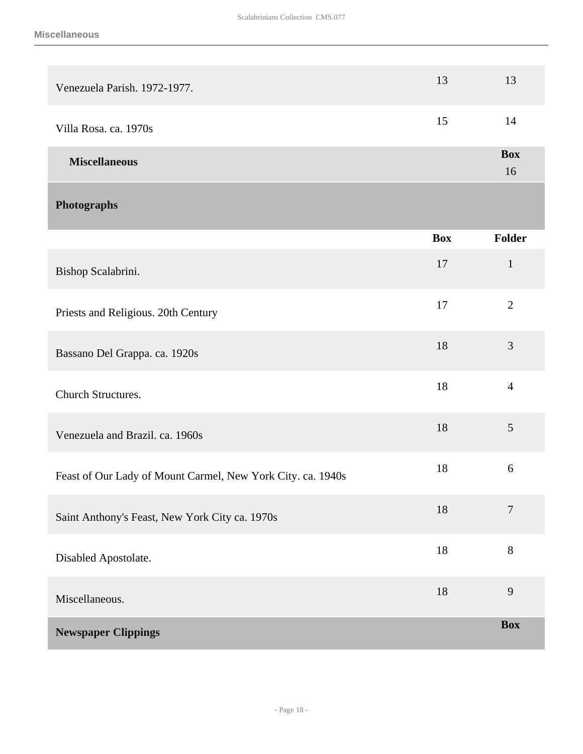| | | |
|---|---|---|
| Venezuela Parish. 1972-1977. | 13 | 13 |
| Villa Rosa. ca. 1970s | 15 | 14 |

| **Miscellaneous** | **Box** |
|---|---|
| | 16 |

## Photographs

| | **Box** | **Folder** |
|---|---|---|
| Bishop Scalabrini. | 17 | 1 |
| Priests and Religious. 20th Century | 17 | 2 |
| Bassano Del Grappa. ca. 1920s | 18 | 3 |
| Church Structures. | 18 | 4 |
| Venezuela and Brazil. ca. 1960s | 18 | 5 |
| Feast of Our Lady of Mount Carmel, New York City. ca. 1940s | 18 | 6 |
| Saint Anthony's Feast, New York City ca. 1970s | 18 | 7 |
| Disabled Apostolate. | 18 | 8 |
| Miscellaneous. | 18 | 9 |

| **Newspaper Clippings** | **Box** |
|---|---|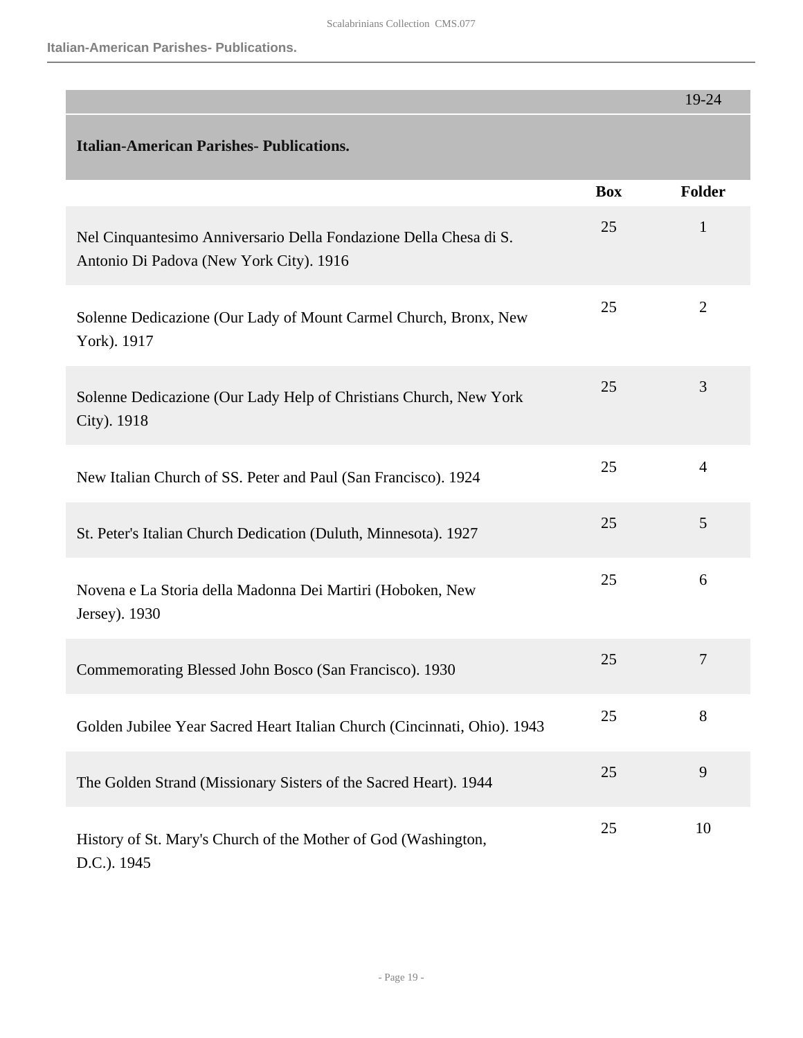| | | 19-24 |
|---|---|---|
| **Italian-American Parishes- Publications.** | | |
| | **Box** | **Folder** |
| Nel Cinquantesimo Anniversario Della Fondazione Della Chesa di S. Antonio Di Padova (New York City). 1916 | 25 | 1 |
| Solenne Dedicazione (Our Lady of Mount Carmel Church, Bronx, New York). 1917 | 25 | 2 |
| Solenne Dedicazione (Our Lady Help of Christians Church, New York City). 1918 | 25 | 3 |
| New Italian Church of SS. Peter and Paul (San Francisco). 1924 | 25 | 4 |
| St. Peter's Italian Church Dedication (Duluth, Minnesota). 1927 | 25 | 5 |
| Novena e La Storia della Madonna Dei Martiri (Hoboken, New Jersey). 1930 | 25 | 6 |
| Commemorating Blessed John Bosco (San Francisco). 1930 | 25 | 7 |
| Golden Jubilee Year Sacred Heart Italian Church (Cincinnati, Ohio). 1943 | 25 | 8 |
| The Golden Strand (Missionary Sisters of the Sacred Heart). 1944 | 25 | 9 |
| History of St. Mary's Church of the Mother of God (Washington, D.C.). 1945 | 25 | 10 |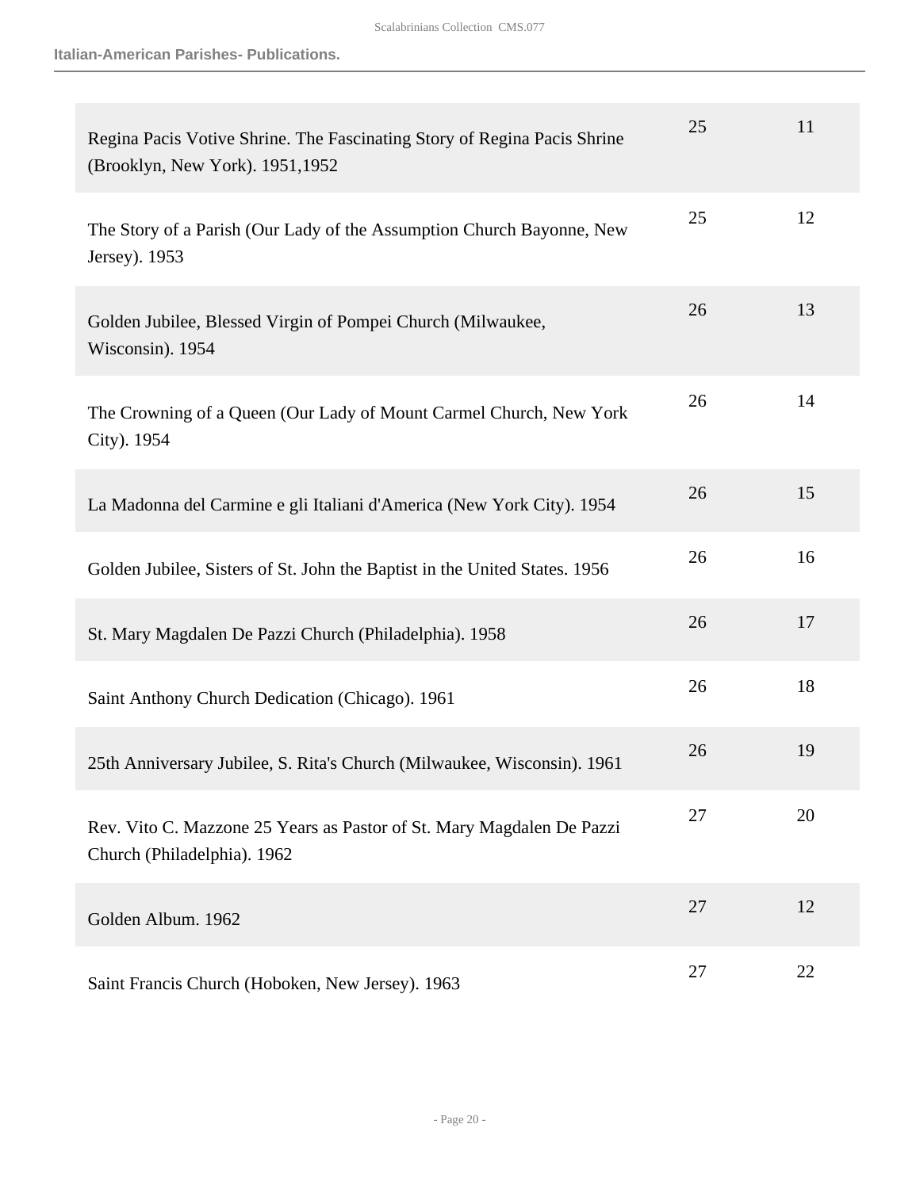| | | |
|---|---|---|
| Regina Pacis Votive Shrine. The Fascinating Story of Regina Pacis Shrine (Brooklyn, New York). 1951,1952 | 25 | 11 |
| The Story of a Parish (Our Lady of the Assumption Church Bayonne, New Jersey). 1953 | 25 | 12 |
| Golden Jubilee, Blessed Virgin of Pompei Church (Milwaukee, Wisconsin). 1954 | 26 | 13 |
| The Crowning of a Queen (Our Lady of Mount Carmel Church, New York City). 1954 | 26 | 14 |
| La Madonna del Carmine e gli Italiani d'America (New York City). 1954 | 26 | 15 |
| Golden Jubilee, Sisters of St. John the Baptist in the United States. 1956 | 26 | 16 |
| St. Mary Magdalen De Pazzi Church (Philadelphia). 1958 | 26 | 17 |
| Saint Anthony Church Dedication (Chicago). 1961 | 26 | 18 |
| 25th Anniversary Jubilee, S. Rita's Church (Milwaukee, Wisconsin). 1961 | 26 | 19 |
| Rev. Vito C. Mazzone 25 Years as Pastor of St. Mary Magdalen De Pazzi Church (Philadelphia). 1962 | 27 | 20 |
| Golden Album. 1962 | 27 | 12 |
| Saint Francis Church (Hoboken, New Jersey). 1963 | 27 | 22 |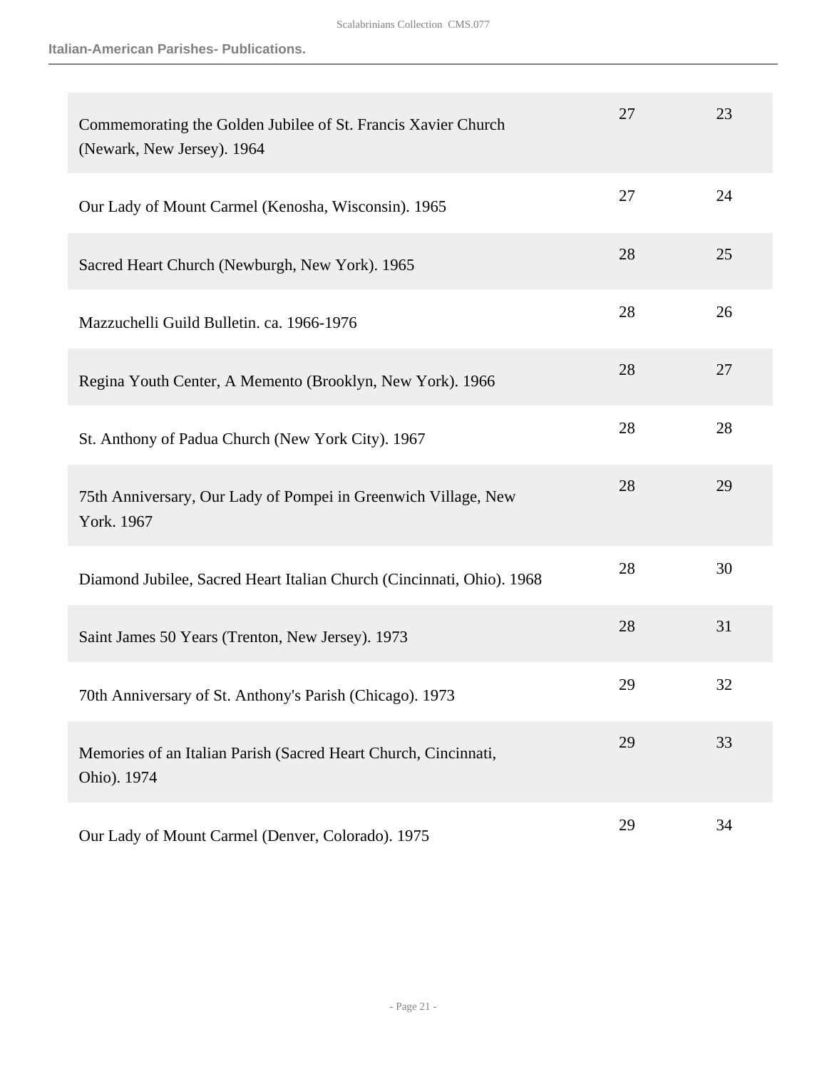| | | |
|---|---|---|
| Commemorating the Golden Jubilee of St. Francis Xavier Church (Newark, New Jersey). 1964 | 27 | 23 |
| Our Lady of Mount Carmel (Kenosha, Wisconsin). 1965 | 27 | 24 |
| Sacred Heart Church (Newburgh, New York). 1965 | 28 | 25 |
| Mazzuchelli Guild Bulletin. ca. 1966-1976 | 28 | 26 |
| Regina Youth Center, A Memento (Brooklyn, New York). 1966 | 28 | 27 |
| St. Anthony of Padua Church (New York City). 1967 | 28 | 28 |
| 75th Anniversary, Our Lady of Pompei in Greenwich Village, New York. 1967 | 28 | 29 |
| Diamond Jubilee, Sacred Heart Italian Church (Cincinnati, Ohio). 1968 | 28 | 30 |
| Saint James 50 Years (Trenton, New Jersey). 1973 | 28 | 31 |
| 70th Anniversary of St. Anthony's Parish (Chicago). 1973 | 29 | 32 |
| Memories of an Italian Parish (Sacred Heart Church, Cincinnati, Ohio). 1974 | 29 | 33 |
| Our Lady of Mount Carmel (Denver, Colorado). 1975 | 29 | 34 |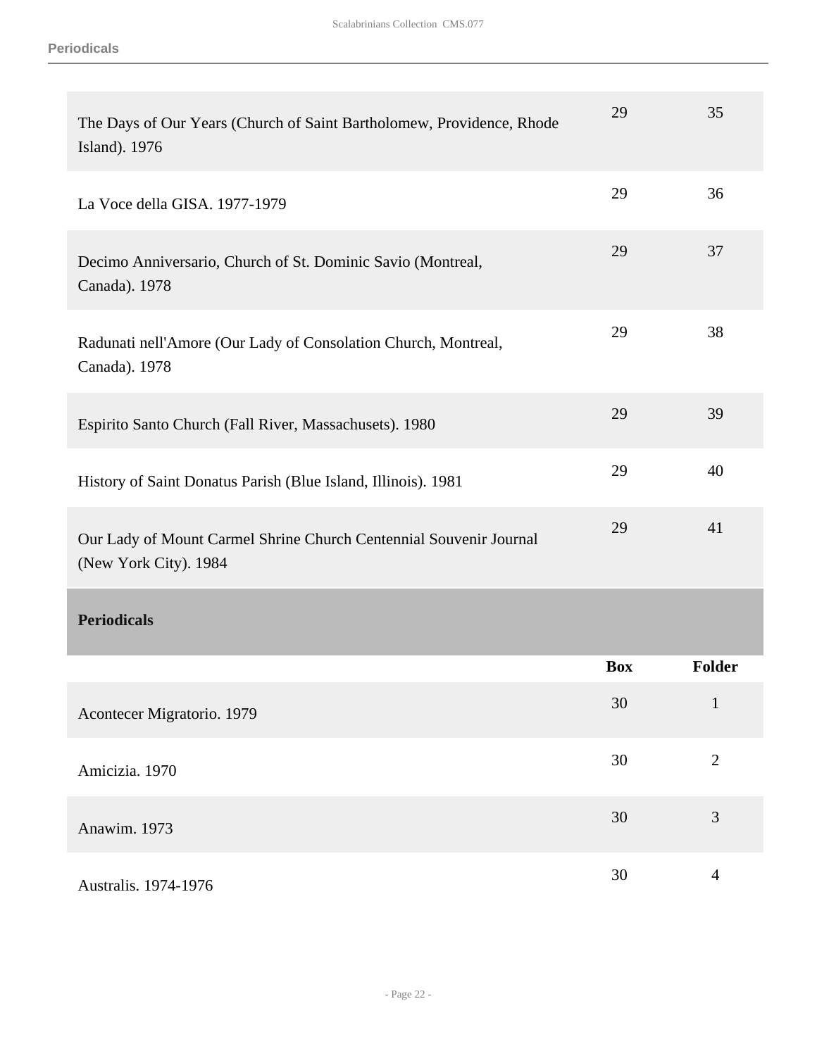| | Box | Folder |
|---|---|---|
| The Days of Our Years (Church of Saint Bartholomew, Providence, Rhode Island). 1976 | 29 | 35 |
| La Voce della GISA. 1977-1979 | 29 | 36 |
| Decimo Anniversario, Church of St. Dominic Savio (Montreal, Canada). 1978 | 29 | 37 |
| Radunati nell'Amore (Our Lady of Consolation Church, Montreal, Canada). 1978 | 29 | 38 |
| Espirito Santo Church (Fall River, Massachusets). 1980 | 29 | 39 |
| History of Saint Donatus Parish (Blue Island, Illinois). 1981 | 29 | 40 |
| Our Lady of Mount Carmel Shrine Church Centennial Souvenir Journal (New York City). 1984 | 29 | 41 |

## Periodicals

| | Box | Folder |
|---|---|---|
| Acontecer Migratorio. 1979 | 30 | 1 |
| Amicizia. 1970 | 30 | 2 |
| Anawim. 1973 | 30 | 3 |
| Australis. 1974-1976 | 30 | 4 |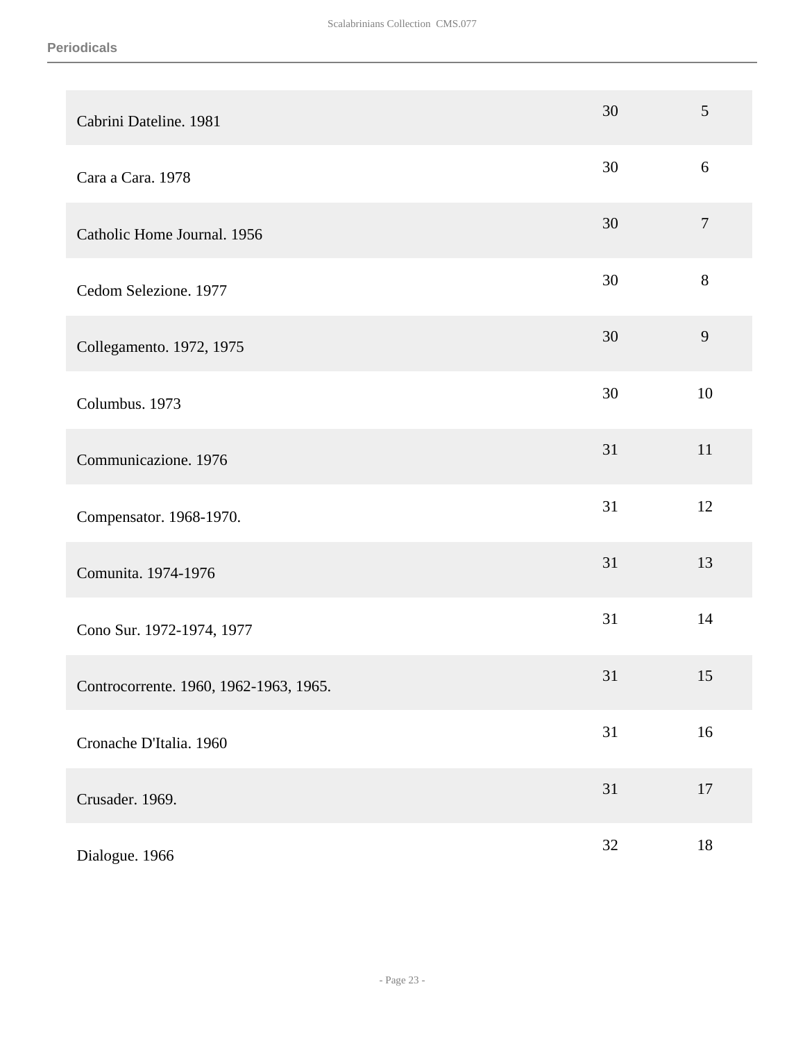| | | |
|---|---|---|
| Cabrini Dateline. 1981 | 30 | 5 |
| Cara a Cara. 1978 | 30 | 6 |
| Catholic Home Journal. 1956 | 30 | 7 |
| Cedom Selezione. 1977 | 30 | 8 |
| Collegamento. 1972, 1975 | 30 | 9 |
| Columbus. 1973 | 30 | 10 |
| Communicazione. 1976 | 31 | 11 |
| Compensator. 1968-1970. | 31 | 12 |
| Comunita. 1974-1976 | 31 | 13 |
| Cono Sur. 1972-1974, 1977 | 31 | 14 |
| Controcorrente. 1960, 1962-1963, 1965. | 31 | 15 |
| Cronache D'Italia. 1960 | 31 | 16 |
| Crusader. 1969. | 31 | 17 |
| Dialogue. 1966 | 32 | 18 |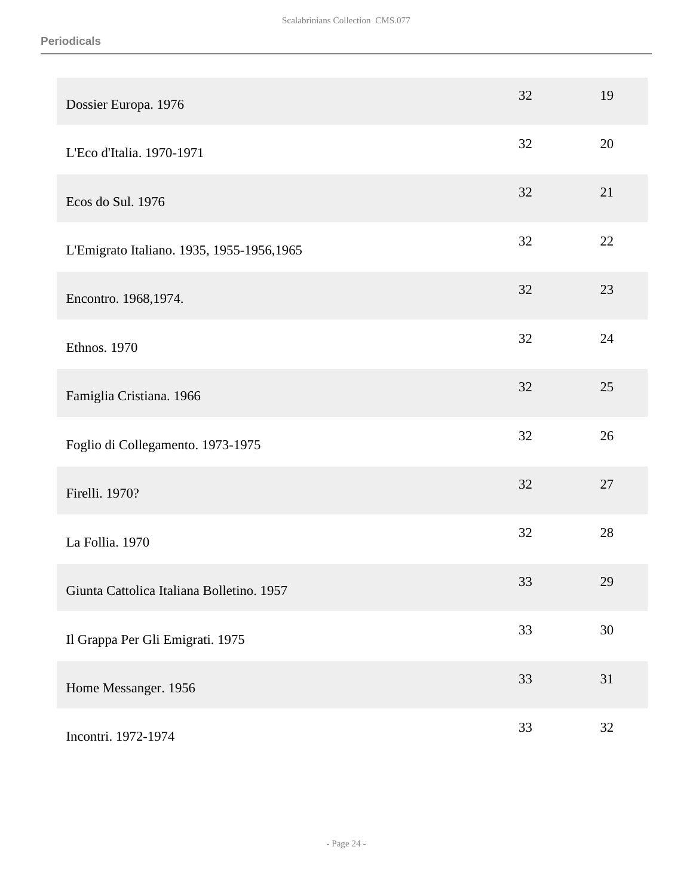| | | |
|---|---|---|
| Dossier Europa. 1976 | 32 | 19 |
| L'Eco d'Italia. 1970-1971 | 32 | 20 |
| Ecos do Sul. 1976 | 32 | 21 |
| L'Emigrato Italiano. 1935, 1955-1956,1965 | 32 | 22 |
| Encontro. 1968,1974. | 32 | 23 |
| Ethnos. 1970 | 32 | 24 |
| Famiglia Cristiana. 1966 | 32 | 25 |
| Foglio di Collegamento. 1973-1975 | 32 | 26 |
| Firelli. 1970? | 32 | 27 |
| La Follia. 1970 | 32 | 28 |
| Giunta Cattolica Italiana Bolletino. 1957 | 33 | 29 |
| Il Grappa Per Gli Emigrati. 1975 | 33 | 30 |
| Home Messanger. 1956 | 33 | 31 |
| Incontri. 1972-1974 | 33 | 32 |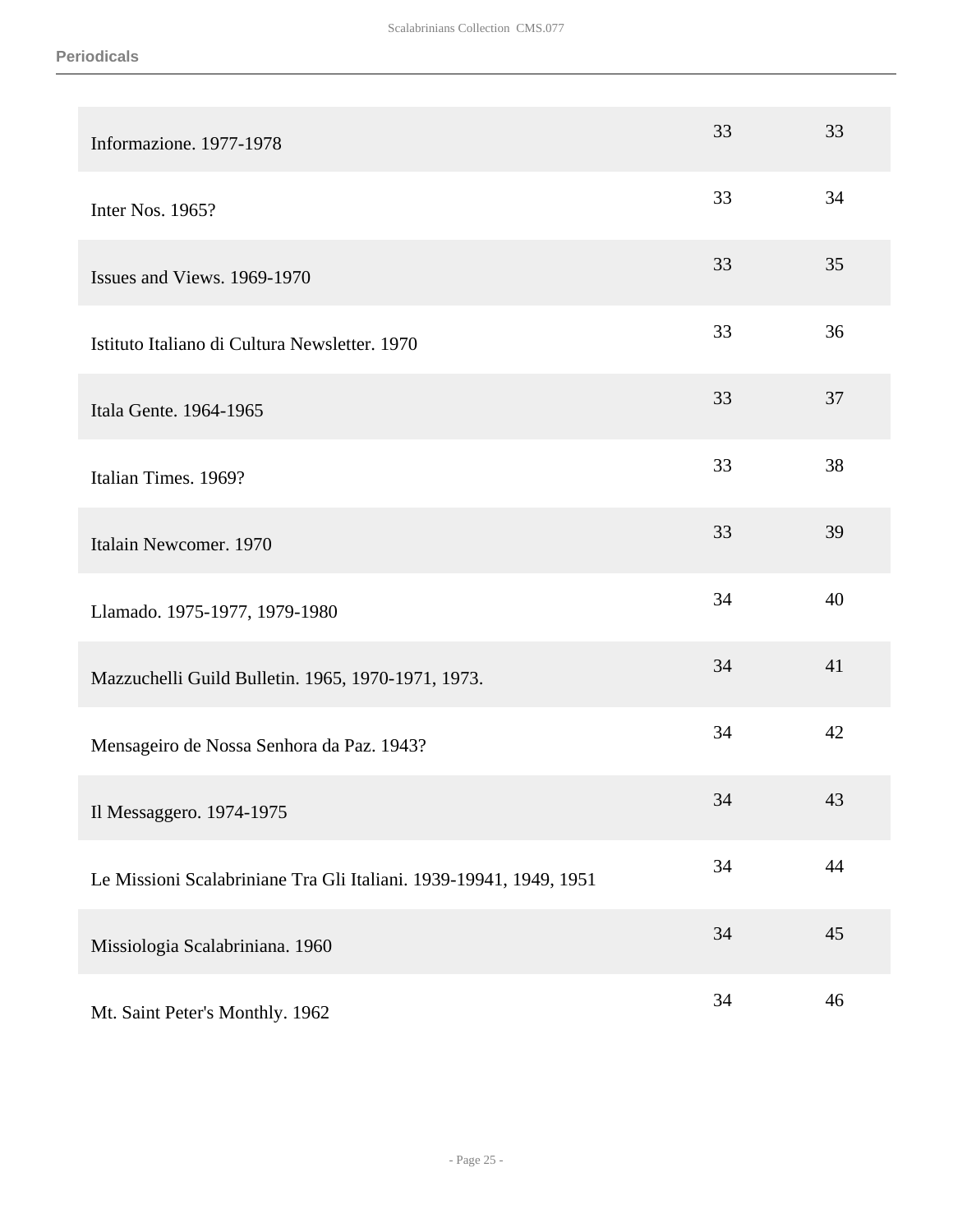| | | |
|---|---|---|
| Informazione. 1977-1978 | 33 | 33 |
| Inter Nos. 1965? | 33 | 34 |
| Issues and Views. 1969-1970 | 33 | 35 |
| Istituto Italiano di Cultura Newsletter. 1970 | 33 | 36 |
| Itala Gente. 1964-1965 | 33 | 37 |
| Italian Times. 1969? | 33 | 38 |
| Italain Newcomer. 1970 | 33 | 39 |
| Llamado. 1975-1977, 1979-1980 | 34 | 40 |
| Mazzuchelli Guild Bulletin. 1965, 1970-1971, 1973. | 34 | 41 |
| Mensageiro de Nossa Senhora da Paz. 1943? | 34 | 42 |
| Il Messaggero. 1974-1975 | 34 | 43 |
| Le Missioni Scalabriniane Tra Gli Italiani. 1939-19941, 1949, 1951 | 34 | 44 |
| Missiologia Scalabriniana. 1960 | 34 | 45 |
| Mt. Saint Peter's Monthly. 1962 | 34 | 46 |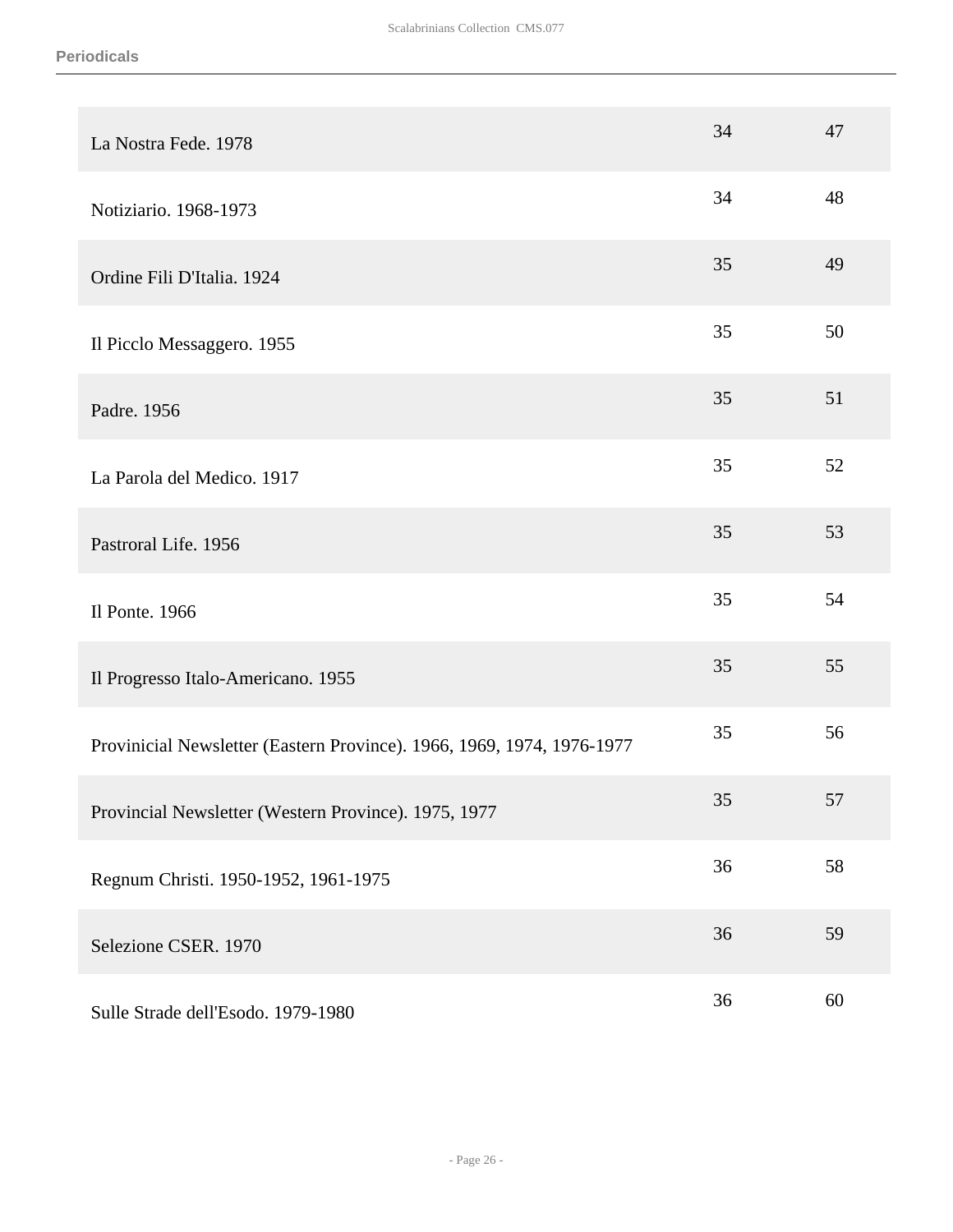| | | |
|---|---|---|
| La Nostra Fede. 1978 | 34 | 47 |
| Notiziario. 1968-1973 | 34 | 48 |
| Ordine Fili D'Italia. 1924 | 35 | 49 |
| Il Picclo Messaggero. 1955 | 35 | 50 |
| Padre. 1956 | 35 | 51 |
| La Parola del Medico. 1917 | 35 | 52 |
| Pastroral Life. 1956 | 35 | 53 |
| Il Ponte. 1966 | 35 | 54 |
| Il Progresso Italo-Americano. 1955 | 35 | 55 |
| Provinicial Newsletter (Eastern Province). 1966, 1969, 1974, 1976-1977 | 35 | 56 |
| Provincial Newsletter (Western Province). 1975, 1977 | 35 | 57 |
| Regnum Christi. 1950-1952, 1961-1975 | 36 | 58 |
| Selezione CSER. 1970 | 36 | 59 |
| Sulle Strade dell'Esodo. 1979-1980 | 36 | 60 |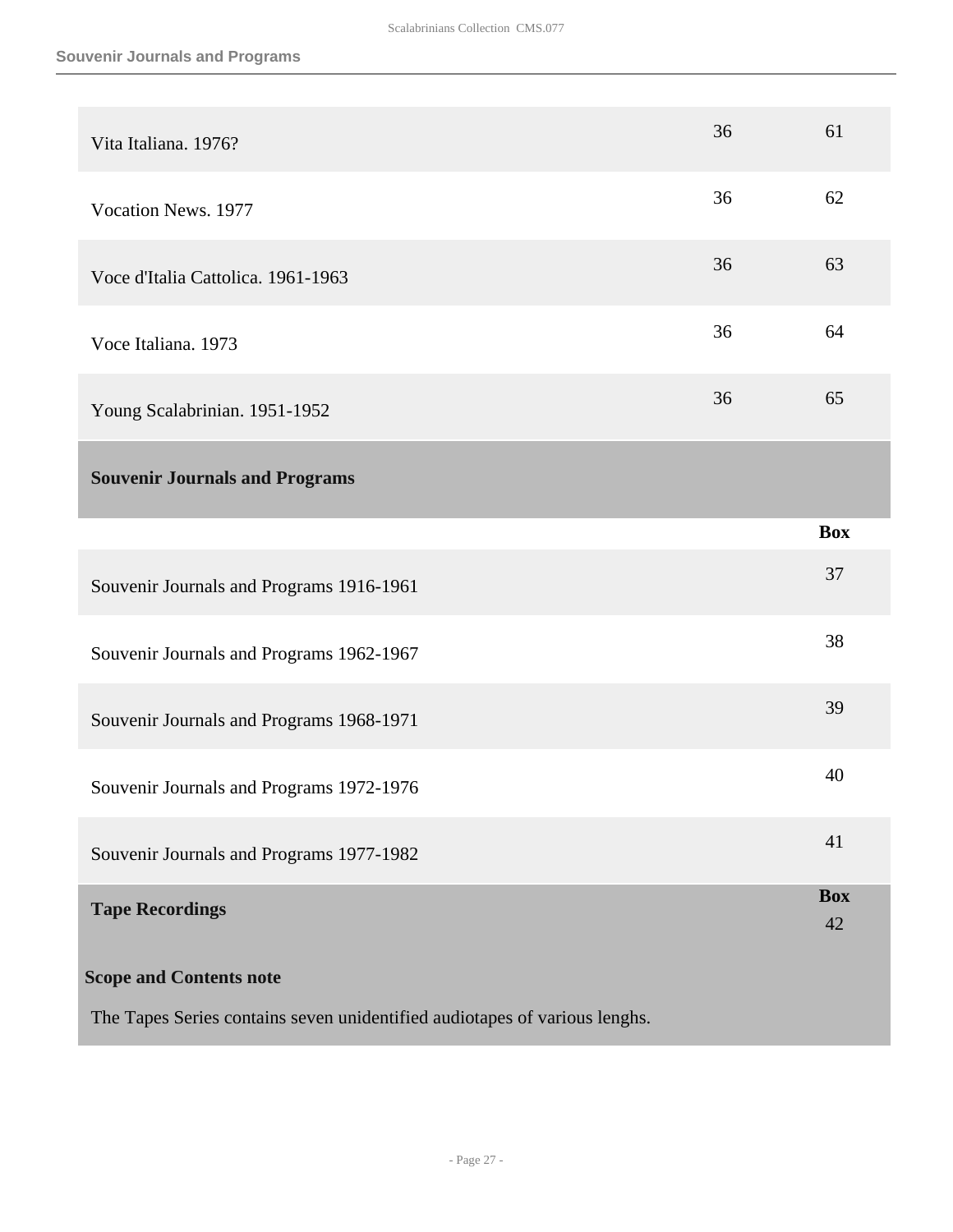| | | |
|---|---|---|
| Vita Italiana. 1976? | 36 | 61 |
| Vocation News. 1977 | 36 | 62 |
| Voce d'Italia Cattolica. 1961-1963 | 36 | 63 |
| Voce Italiana. 1973 | 36 | 64 |
| Young Scalabrinian. 1951-1952 | 36 | 65 |

## Souvenir Journals and Programs

| | Box |
|---|---|
| Souvenir Journals and Programs 1916-1961 | 37 |
| Souvenir Journals and Programs 1962-1967 | 38 |
| Souvenir Journals and Programs 1968-1971 | 39 |
| Souvenir Journals and Programs 1972-1976 | 40 |
| Souvenir Journals and Programs 1977-1982 | 41 |

## Tape Recordings

**Box**
42

### Scope and Contents note

The Tapes Series contains seven unidentified audiotapes of various lenghs.